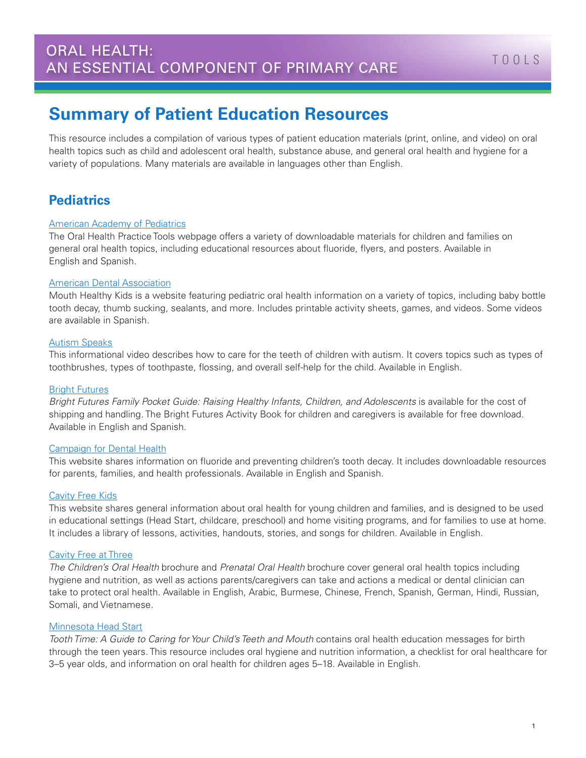ORAL HEALTH:
AN ESSENTIAL COMPONENT OF PRIMARY CARE

TOOLS

# Summary of Patient Education Resources

This resource includes a compilation of various types of patient education materials (print, online, and video) on oral health topics such as child and adolescent oral health, substance abuse, and general oral health and hygiene for a variety of populations. Many materials are available in languages other than English.

## Pediatrics

American Academy of Pediatrics
The Oral Health Practice Tools webpage offers a variety of downloadable materials for children and families on general oral health topics, including educational resources about fluoride, flyers, and posters. Available in English and Spanish.

American Dental Association
Mouth Healthy Kids is a website featuring pediatric oral health information on a variety of topics, including baby bottle tooth decay, thumb sucking, sealants, and more. Includes printable activity sheets, games, and videos. Some videos are available in Spanish.

Autism Speaks
This informational video describes how to care for the teeth of children with autism. It covers topics such as types of toothbrushes, types of toothpaste, flossing, and overall self-help for the child. Available in English.

Bright Futures
*Bright Futures Family Pocket Guide: Raising Healthy Infants, Children, and Adolescents* is available for the cost of shipping and handling. The Bright Futures Activity Book for children and caregivers is available for free download. Available in English and Spanish.

Campaign for Dental Health
This website shares information on fluoride and preventing children's tooth decay. It includes downloadable resources for parents, families, and health professionals. Available in English and Spanish.

Cavity Free Kids
This website shares general information about oral health for young children and families, and is designed to be used in educational settings (Head Start, childcare, preschool) and home visiting programs, and for families to use at home. It includes a library of lessons, activities, handouts, stories, and songs for children. Available in English.

Cavity Free at Three
*The Children's Oral Health* brochure and *Prenatal Oral Health* brochure cover general oral health topics including hygiene and nutrition, as well as actions parents/caregivers can take and actions a medical or dental clinician can take to protect oral health. Available in English, Arabic, Burmese, Chinese, French, Spanish, German, Hindi, Russian, Somali, and Vietnamese.

Minnesota Head Start
*Tooth Time: A Guide to Caring for Your Child's Teeth and Mouth* contains oral health education messages for birth through the teen years. This resource includes oral hygiene and nutrition information, a checklist for oral healthcare for 3–5 year olds, and information on oral health for children ages 5–18. Available in English.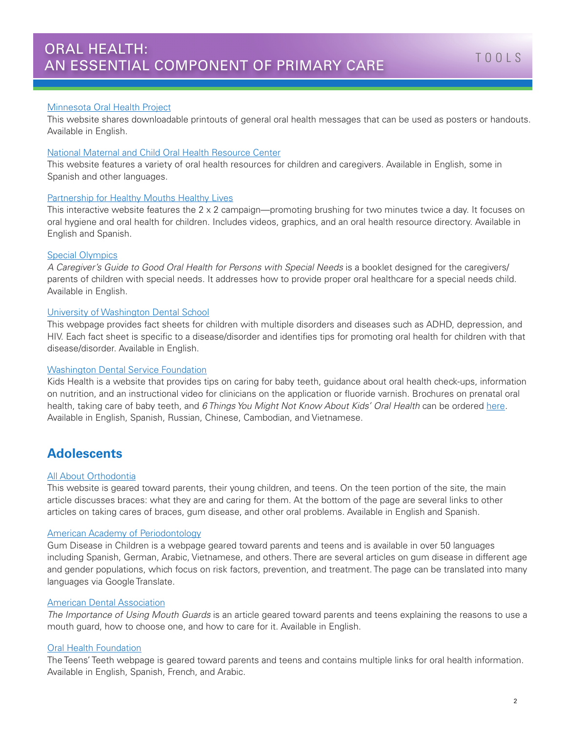Minnesota Oral Health Project
This website shares downloadable printouts of general oral health messages that can be used as posters or handouts. Available in English.

National Maternal and Child Oral Health Resource Center
This website features a variety of oral health resources for children and caregivers. Available in English, some in Spanish and other languages.

Partnership for Healthy Mouths Healthy Lives
This interactive website features the 2 x 2 campaign—promoting brushing for two minutes twice a day. It focuses on oral hygiene and oral health for children. Includes videos, graphics, and an oral health resource directory. Available in English and Spanish.

Special Olympics
*A Caregiver's Guide to Good Oral Health for Persons with Special Needs* is a booklet designed for the caregivers/parents of children with special needs. It addresses how to provide proper oral healthcare for a special needs child. Available in English.

University of Washington Dental School
This webpage provides fact sheets for children with multiple disorders and diseases such as ADHD, depression, and HIV. Each fact sheet is specific to a disease/disorder and identifies tips for promoting oral health for children with that disease/disorder. Available in English.

Washington Dental Service Foundation
Kids Health is a website that provides tips on caring for baby teeth, guidance about oral health check-ups, information on nutrition, and an instructional video for clinicians on the application or fluoride varnish. Brochures on prenatal oral health, taking care of baby teeth, and *6 Things You Might Not Know About Kids' Oral Health* can be ordered here. Available in English, Spanish, Russian, Chinese, Cambodian, and Vietnamese.

## Adolescents

All About Orthodontia
This website is geared toward parents, their young children, and teens. On the teen portion of the site, the main article discusses braces: what they are and caring for them. At the bottom of the page are several links to other articles on taking cares of braces, gum disease, and other oral problems. Available in English and Spanish.

American Academy of Periodontology
Gum Disease in Children is a webpage geared toward parents and teens and is available in over 50 languages including Spanish, German, Arabic, Vietnamese, and others. There are several articles on gum disease in different age and gender populations, which focus on risk factors, prevention, and treatment. The page can be translated into many languages via Google Translate.

American Dental Association
*The Importance of Using Mouth Guards* is an article geared toward parents and teens explaining the reasons to use a mouth guard, how to choose one, and how to care for it. Available in English.

Oral Health Foundation
The Teens' Teeth webpage is geared toward parents and teens and contains multiple links for oral health information. Available in English, Spanish, French, and Arabic.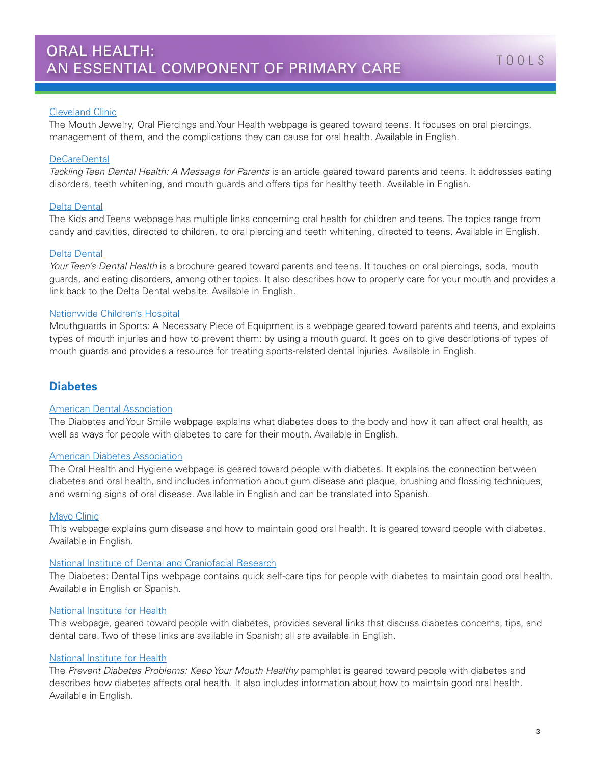Cleveland Clinic

The Mouth Jewelry, Oral Piercings and Your Health webpage is geared toward teens. It focuses on oral piercings, management of them, and the complications they can cause for oral health. Available in English.

DeCareDental

*Tackling Teen Dental Health: A Message for Parents* is an article geared toward parents and teens. It addresses eating disorders, teeth whitening, and mouth guards and offers tips for healthy teeth. Available in English.

Delta Dental

The Kids and Teens webpage has multiple links concerning oral health for children and teens. The topics range from candy and cavities, directed to children, to oral piercing and teeth whitening, directed to teens. Available in English.

Delta Dental

*Your Teen's Dental Health* is a brochure geared toward parents and teens. It touches on oral piercings, soda, mouth guards, and eating disorders, among other topics. It also describes how to properly care for your mouth and provides a link back to the Delta Dental website. Available in English.

Nationwide Children's Hospital

Mouthguards in Sports: A Necessary Piece of Equipment is a webpage geared toward parents and teens, and explains types of mouth injuries and how to prevent them: by using a mouth guard. It goes on to give descriptions of types of mouth guards and provides a resource for treating sports-related dental injuries. Available in English.

## Diabetes

American Dental Association

The Diabetes and Your Smile webpage explains what diabetes does to the body and how it can affect oral health, as well as ways for people with diabetes to care for their mouth. Available in English.

American Diabetes Association

The Oral Health and Hygiene webpage is geared toward people with diabetes. It explains the connection between diabetes and oral health, and includes information about gum disease and plaque, brushing and flossing techniques, and warning signs of oral disease. Available in English and can be translated into Spanish.

Mayo Clinic

This webpage explains gum disease and how to maintain good oral health. It is geared toward people with diabetes. Available in English.

National Institute of Dental and Craniofacial Research

The Diabetes: Dental Tips webpage contains quick self-care tips for people with diabetes to maintain good oral health. Available in English or Spanish.

National Institute for Health

This webpage, geared toward people with diabetes, provides several links that discuss diabetes concerns, tips, and dental care. Two of these links are available in Spanish; all are available in English.

National Institute for Health

The *Prevent Diabetes Problems: Keep Your Mouth Healthy* pamphlet is geared toward people with diabetes and describes how diabetes affects oral health. It also includes information about how to maintain good oral health. Available in English.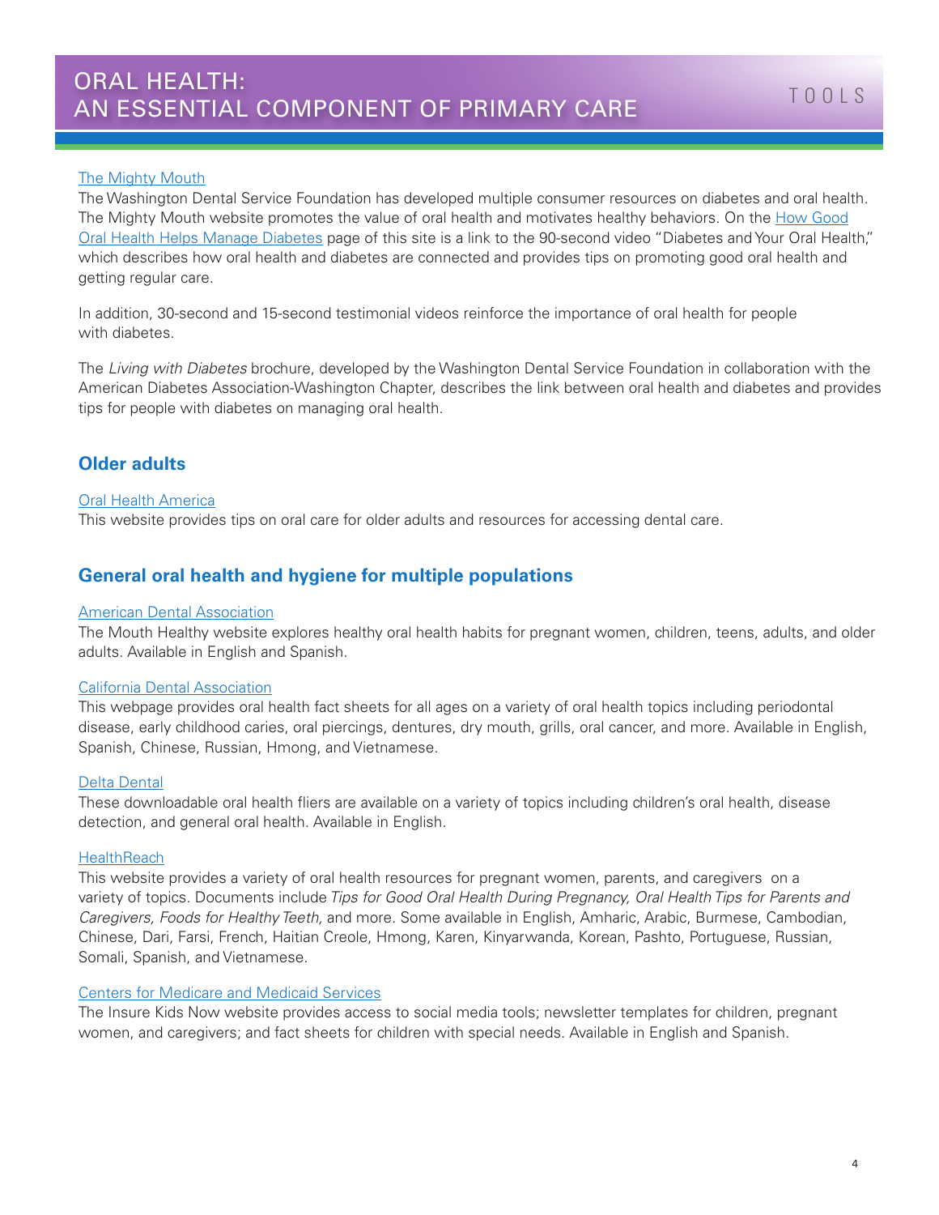The Mighty Mouth

The Washington Dental Service Foundation has developed multiple consumer resources on diabetes and oral health. The Mighty Mouth website promotes the value of oral health and motivates healthy behaviors. On the How Good Oral Health Helps Manage Diabetes page of this site is a link to the 90-second video "Diabetes and Your Oral Health," which describes how oral health and diabetes are connected and provides tips on promoting good oral health and getting regular care.

In addition, 30-second and 15-second testimonial videos reinforce the importance of oral health for people with diabetes.

The *Living with Diabetes* brochure, developed by the Washington Dental Service Foundation in collaboration with the American Diabetes Association-Washington Chapter, describes the link between oral health and diabetes and provides tips for people with diabetes on managing oral health.

## Older adults

Oral Health America

This website provides tips on oral care for older adults and resources for accessing dental care.

## General oral health and hygiene for multiple populations

American Dental Association

The Mouth Healthy website explores healthy oral health habits for pregnant women, children, teens, adults, and older adults. Available in English and Spanish.

California Dental Association

This webpage provides oral health fact sheets for all ages on a variety of oral health topics including periodontal disease, early childhood caries, oral piercings, dentures, dry mouth, grills, oral cancer, and more. Available in English, Spanish, Chinese, Russian, Hmong, and Vietnamese.

Delta Dental

These downloadable oral health fliers are available on a variety of topics including children's oral health, disease detection, and general oral health. Available in English.

HealthReach

This website provides a variety of oral health resources for pregnant women, parents, and caregivers on a variety of topics. Documents include *Tips for Good Oral Health During Pregnancy, Oral Health Tips for Parents and Caregivers, Foods for Healthy Teeth,* and more. Some available in English, Amharic, Arabic, Burmese, Cambodian, Chinese, Dari, Farsi, French, Haitian Creole, Hmong, Karen, Kinyarwanda, Korean, Pashto, Portuguese, Russian, Somali, Spanish, and Vietnamese.

Centers for Medicare and Medicaid Services

The Insure Kids Now website provides access to social media tools; newsletter templates for children, pregnant women, and caregivers; and fact sheets for children with special needs. Available in English and Spanish.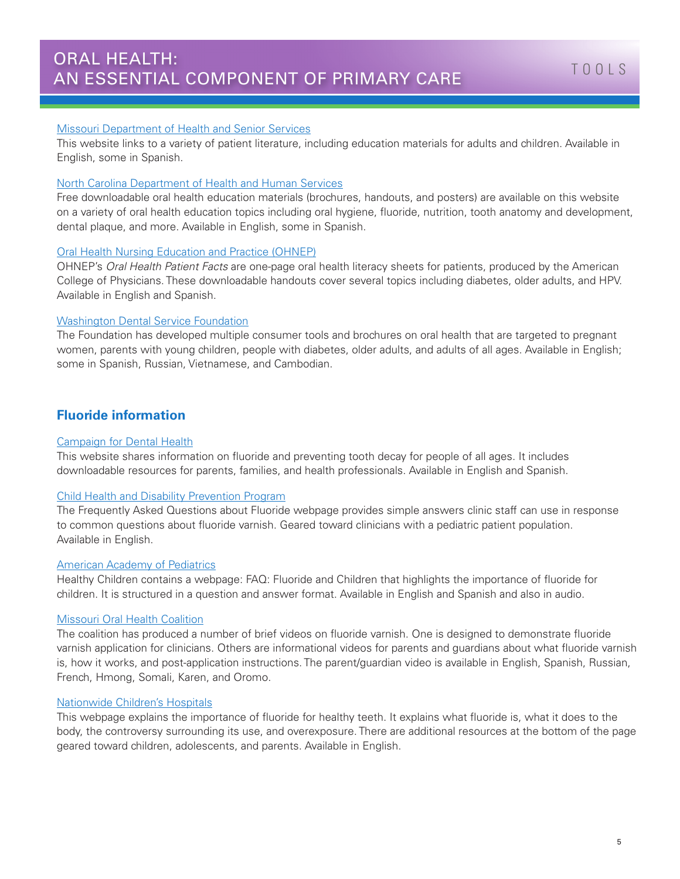[Missouri Department of Health and Senior Services]

This website links to a variety of patient literature, including education materials for adults and children. Available in English, some in Spanish.

[North Carolina Department of Health and Human Services]

Free downloadable oral health education materials (brochures, handouts, and posters) are available on this website on a variety of oral health education topics including oral hygiene, fluoride, nutrition, tooth anatomy and development, dental plaque, and more. Available in English, some in Spanish.

[Oral Health Nursing Education and Practice (OHNEP)]

OHNEP's *Oral Health Patient Facts* are one-page oral health literacy sheets for patients, produced by the American College of Physicians. These downloadable handouts cover several topics including diabetes, older adults, and HPV. Available in English and Spanish.

[Washington Dental Service Foundation]

The Foundation has developed multiple consumer tools and brochures on oral health that are targeted to pregnant women, parents with young children, people with diabetes, older adults, and adults of all ages. Available in English; some in Spanish, Russian, Vietnamese, and Cambodian.

## Fluoride information

[Campaign for Dental Health]

This website shares information on fluoride and preventing tooth decay for people of all ages. It includes downloadable resources for parents, families, and health professionals. Available in English and Spanish.

[Child Health and Disability Prevention Program]

The Frequently Asked Questions about Fluoride webpage provides simple answers clinic staff can use in response to common questions about fluoride varnish. Geared toward clinicians with a pediatric patient population. Available in English.

[American Academy of Pediatrics]

Healthy Children contains a webpage: FAQ: Fluoride and Children that highlights the importance of fluoride for children. It is structured in a question and answer format. Available in English and Spanish and also in audio.

[Missouri Oral Health Coalition]

The coalition has produced a number of brief videos on fluoride varnish. One is designed to demonstrate fluoride varnish application for clinicians. Others are informational videos for parents and guardians about what fluoride varnish is, how it works, and post-application instructions. The parent/guardian video is available in English, Spanish, Russian, French, Hmong, Somali, Karen, and Oromo.

[Nationwide Children's Hospitals]

This webpage explains the importance of fluoride for healthy teeth. It explains what fluoride is, what it does to the body, the controversy surrounding its use, and overexposure. There are additional resources at the bottom of the page geared toward children, adolescents, and parents. Available in English.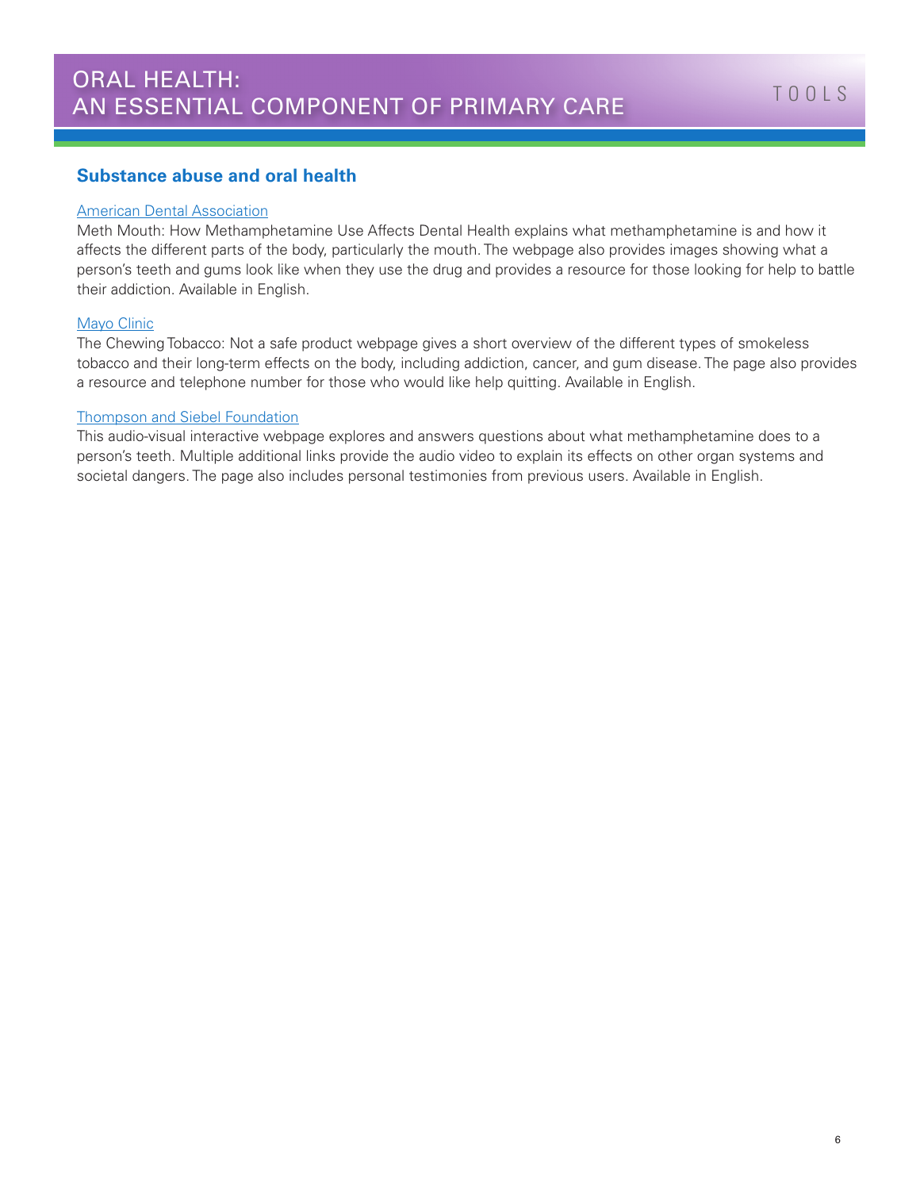## Substance abuse and oral health

American Dental Association
Meth Mouth: How Methamphetamine Use Affects Dental Health explains what methamphetamine is and how it affects the different parts of the body, particularly the mouth. The webpage also provides images showing what a person's teeth and gums look like when they use the drug and provides a resource for those looking for help to battle their addiction. Available in English.

Mayo Clinic
The Chewing Tobacco: Not a safe product webpage gives a short overview of the different types of smokeless tobacco and their long-term effects on the body, including addiction, cancer, and gum disease. The page also provides a resource and telephone number for those who would like help quitting. Available in English.

Thompson and Siebel Foundation
This audio-visual interactive webpage explores and answers questions about what methamphetamine does to a person's teeth. Multiple additional links provide the audio video to explain its effects on other organ systems and societal dangers. The page also includes personal testimonies from previous users. Available in English.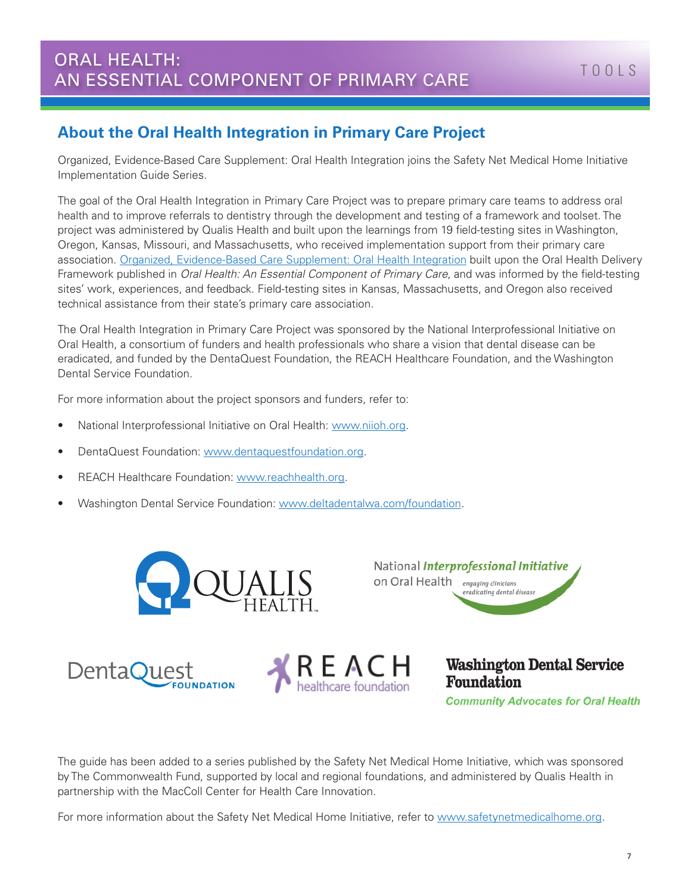## About the Oral Health Integration in Primary Care Project

Organized, Evidence-Based Care Supplement: Oral Health Integration joins the Safety Net Medical Home Initiative Implementation Guide Series.

The goal of the Oral Health Integration in Primary Care Project was to prepare primary care teams to address oral health and to improve referrals to dentistry through the development and testing of a framework and toolset. The project was administered by Qualis Health and built upon the learnings from 19 field-testing sites in Washington, Oregon, Kansas, Missouri, and Massachusetts, who received implementation support from their primary care association. Organized, Evidence-Based Care Supplement: Oral Health Integration built upon the Oral Health Delivery Framework published in *Oral Health: An Essential Component of Primary Care*, and was informed by the field-testing sites' work, experiences, and feedback. Field-testing sites in Kansas, Massachusetts, and Oregon also received technical assistance from their state's primary care association.

The Oral Health Integration in Primary Care Project was sponsored by the National Interprofessional Initiative on Oral Health, a consortium of funders and health professionals who share a vision that dental disease can be eradicated, and funded by the DentaQuest Foundation, the REACH Healthcare Foundation, and the Washington Dental Service Foundation.

For more information about the project sponsors and funders, refer to:

- National Interprofessional Initiative on Oral Health: www.niioh.org.
- DentaQuest Foundation: www.dentaquestfoundation.org.
- REACH Healthcare Foundation: www.reachhealth.org.
- Washington Dental Service Foundation: www.deltadentalwa.com/foundation.

The guide has been added to a series published by the Safety Net Medical Home Initiative, which was sponsored by The Commonwealth Fund, supported by local and regional foundations, and administered by Qualis Health in partnership with the MacColl Center for Health Care Innovation.

For more information about the Safety Net Medical Home Initiative, refer to www.safetynetmedicalhome.org.